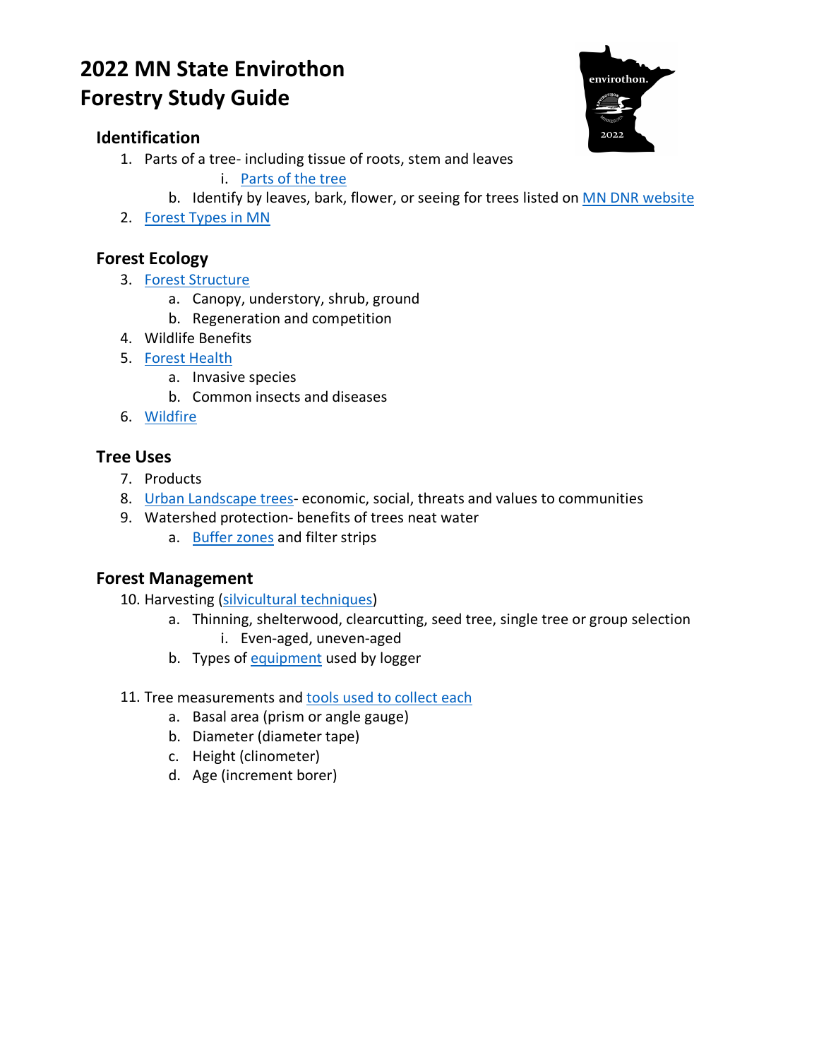# 2022 MN State Envirothon
# Forestry Study Guide

## Identification

1. Parts of a tree- including tissue of roots, stem and leaves
    - i. Parts of the tree
    - b. Identify by leaves, bark, flower, or seeing for trees listed on MN DNR website
2. Forest Types in MN

## Forest Ecology

3. Forest Structure
    - a. Canopy, understory, shrub, ground
    - b. Regeneration and competition
4. Wildlife Benefits
5. Forest Health
    - a. Invasive species
    - b. Common insects and diseases
6. Wildfire

## Tree Uses

7. Products
8. Urban Landscape trees- economic, social, threats and values to communities
9. Watershed protection- benefits of trees neat water
    - a. Buffer zones and filter strips

## Forest Management

10. Harvesting (silvicultural techniques)
    - a. Thinning, shelterwood, clearcutting, seed tree, single tree or group selection
        - i. Even-aged, uneven-aged
    - b. Types of equipment used by logger
11. Tree measurements and tools used to collect each
    - a. Basal area (prism or angle gauge)
    - b. Diameter (diameter tape)
    - c. Height (clinometer)
    - d. Age (increment borer)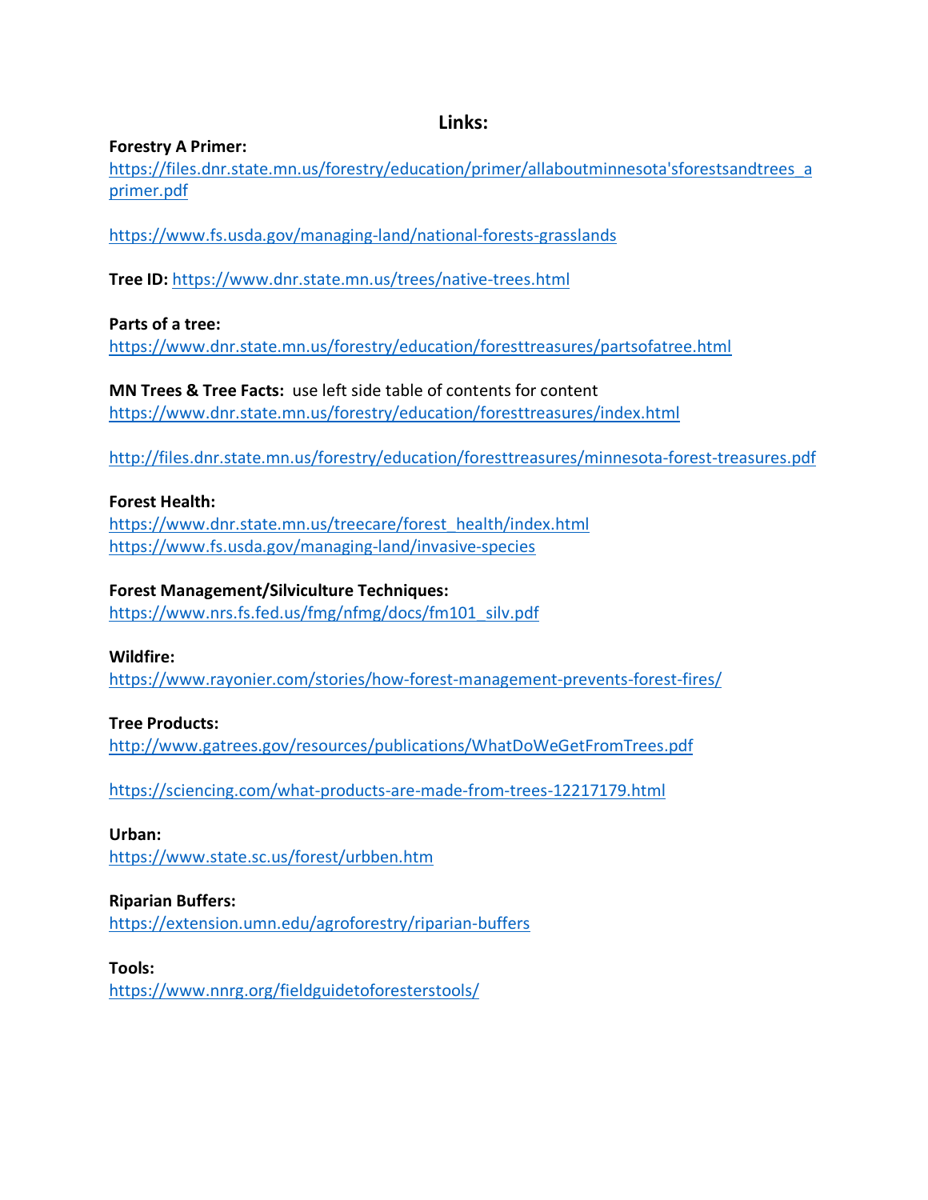## Links:

**Forestry A Primer:**
https://files.dnr.state.mn.us/forestry/education/primer/allaboutminnesota'sforestsandtrees_aprimer.pdf

https://www.fs.usda.gov/managing-land/national-forests-grasslands

**Tree ID:** https://www.dnr.state.mn.us/trees/native-trees.html

**Parts of a tree:**
https://www.dnr.state.mn.us/forestry/education/foresttreasures/partsofatree.html

**MN Trees & Tree Facts:** use left side table of contents for content
https://www.dnr.state.mn.us/forestry/education/foresttreasures/index.html

http://files.dnr.state.mn.us/forestry/education/foresttreasures/minnesota-forest-treasures.pdf

**Forest Health:**
https://www.dnr.state.mn.us/treecare/forest_health/index.html
https://www.fs.usda.gov/managing-land/invasive-species

**Forest Management/Silviculture Techniques:**
https://www.nrs.fs.fed.us/fmg/nfmg/docs/fm101_silv.pdf

**Wildfire:**
https://www.rayonier.com/stories/how-forest-management-prevents-forest-fires/

**Tree Products:**
http://www.gatrees.gov/resources/publications/WhatDoWeGetFromTrees.pdf

https://sciencing.com/what-products-are-made-from-trees-12217179.html

**Urban:**
https://www.state.sc.us/forest/urbben.htm

**Riparian Buffers:**
https://extension.umn.edu/agroforestry/riparian-buffers

**Tools:**
https://www.nnrg.org/fieldguidetoforesterstools/